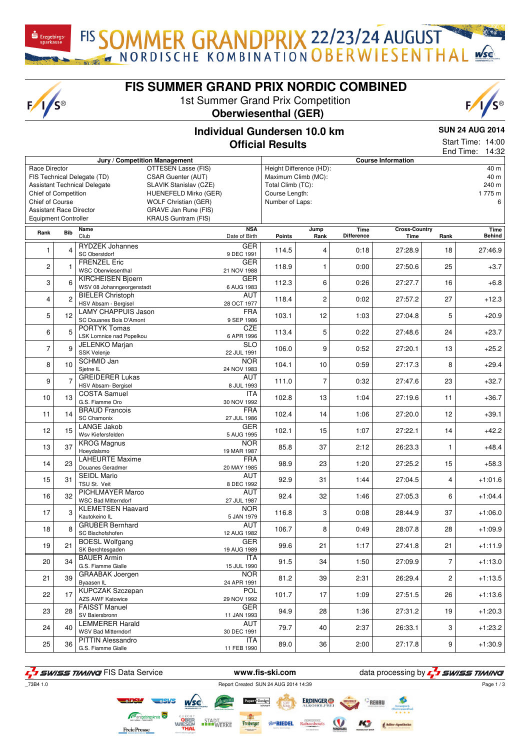# FIS SOMMER GRANDPRIX 22/23/24 AUGUST NORDISCHE KOMBINATION OBERWIESENTHAL

# FIS SUMMER GRAND PRIX NORDIC COMBINED

1st Summer Grand Prix Competition
**Oberwiesenthal (GER)**

## Individual Gundersen 10.0 km
## Official Results

**SUN 24 AUG 2014**
Start Time: 14:00
End Time: 14:32

| Jury / Competition Management | | Course Information | |
|---|---|---|---|
| Race Director | OTTESEN Lasse (FIS) | Height Difference (HD): | 40 m |
| FIS Technical Delegate (TD) | CSAR Guenter (AUT) | Maximum Climb (MC): | 40 m |
| Assistant Technical Delegate | SLAVIK Stanislav (CZE) | Total Climb (TC): | 240 m |
| Chief of Competition | HUENEFELD Mirko (GER) | Course Length: | 1 775 m |
| Chief of Course | WOLF Christian (GER) | Number of Laps: | 6 |
| Assistant Race Director | GRAVE Jan Rune (FIS) | | |
| Equipment Controller | KRAUS Guntram (FIS) | | |

| Rank | Bib | Name / Club | NSA / Date of Birth | Points | Jump Rank | Time Difference | Cross-Country Time | Rank | Time Behind |
|---|---|---|---|---|---|---|---|---|---|
| 1 | 4 | RYDZEK Johannes / SC Oberstdorf | GER / 9 DEC 1991 | 114.5 | 4 | 0:18 | 27:28.9 | 18 | 27:46.9 |
| 2 | 1 | FRENZEL Eric / WSC Oberwiesenthal | GER / 21 NOV 1988 | 118.9 | 1 | 0:00 | 27:50.6 | 25 | +3.7 |
| 3 | 6 | KIRCHEISEN Bjoern / WSV 08 Johanngeorgenstadt | GER / 6 AUG 1983 | 112.3 | 6 | 0:26 | 27:27.7 | 16 | +6.8 |
| 4 | 2 | BIELER Christoph / HSV Absam - Bergisel | AUT / 28 OCT 1977 | 118.4 | 2 | 0:02 | 27:57.2 | 27 | +12.3 |
| 5 | 12 | LAMY CHAPPUIS Jason / SC Douanes Bois D'Amont | FRA / 9 SEP 1986 | 103.1 | 12 | 1:03 | 27:04.8 | 5 | +20.9 |
| 6 | 5 | PORTYK Tomas / LSK Lomnice nad Popelkou | CZE / 6 APR 1996 | 113.4 | 5 | 0:22 | 27:48.6 | 24 | +23.7 |
| 7 | 9 | JELENKO Marjan / SSK Velenje | SLO / 22 JUL 1991 | 106.0 | 9 | 0:52 | 27:20.1 | 13 | +25.2 |
| 8 | 10 | SCHMID Jan / Sjetne IL | NOR / 24 NOV 1983 | 104.1 | 10 | 0:59 | 27:17.3 | 8 | +29.4 |
| 9 | 7 | GREIDERER Lukas / HSV Absam- Bergisel | AUT / 8 JUL 1993 | 111.0 | 7 | 0:32 | 27:47.6 | 23 | +32.7 |
| 10 | 13 | COSTA Samuel / G.S. Fiamme Oro | ITA / 30 NOV 1992 | 102.8 | 13 | 1:04 | 27:19.6 | 11 | +36.7 |
| 11 | 14 | BRAUD Francois / SC Chamonix | FRA / 27 JUL 1986 | 102.4 | 14 | 1:06 | 27:20.0 | 12 | +39.1 |
| 12 | 15 | LANGE Jakob / Wsv Kiefersfelden | GER / 5 AUG 1995 | 102.1 | 15 | 1:07 | 27:22.1 | 14 | +42.2 |
| 13 | 37 | KROG Magnus / Hoeydalsmo | NOR / 19 MAR 1987 | 85.8 | 37 | 2:12 | 26:23.3 | 1 | +48.4 |
| 14 | 23 | LAHEURTE Maxime / Douanes Geradmer | FRA / 20 MAY 1985 | 98.9 | 23 | 1:20 | 27:25.2 | 15 | +58.3 |
| 15 | 31 | SEIDL Mario / TSU St. Veit | AUT / 8 DEC 1992 | 92.9 | 31 | 1:44 | 27:04.5 | 4 | +1:01.6 |
| 16 | 32 | PICHLMAYER Marco / WSC Bad Mitterndorf | AUT / 27 JUL 1987 | 92.4 | 32 | 1:46 | 27:05.3 | 6 | +1:04.4 |
| 17 | 3 | KLEMETSEN Haavard / Kautokeino IL | NOR / 5 JAN 1979 | 116.8 | 3 | 0:08 | 28:44.9 | 37 | +1:06.0 |
| 18 | 8 | GRUBER Bernhard / SC Bischofshofen | AUT / 12 AUG 1982 | 106.7 | 8 | 0:49 | 28:07.8 | 28 | +1:09.9 |
| 19 | 21 | BOESL Wolfgang / SK Berchtesgaden | GER / 19 AUG 1989 | 99.6 | 21 | 1:17 | 27:41.8 | 21 | +1:11.9 |
| 20 | 34 | BAUER Armin / G.S. Fiamme Gialle | ITA / 15 JUL 1990 | 91.5 | 34 | 1:50 | 27:09.9 | 7 | +1:13.0 |
| 21 | 39 | GRAABAK Joergen / Byaasen IL | NOR / 24 APR 1991 | 81.2 | 39 | 2:31 | 26:29.4 | 2 | +1:13.5 |
| 22 | 17 | KUPCZAK Szczepan / AZS AWF Katowice | POL / 29 NOV 1992 | 101.7 | 17 | 1:09 | 27:51.5 | 26 | +1:13.6 |
| 23 | 28 | FAISST Manuel / SV Baiersbronn | GER / 11 JAN 1993 | 94.9 | 28 | 1:36 | 27:31.2 | 19 | +1:20.3 |
| 24 | 40 | LEMMERER Harald / WSV Bad Mitterndorf | AUT / 30 DEC 1991 | 79.7 | 40 | 2:37 | 26:33.1 | 3 | +1:23.2 |
| 25 | 36 | PITTIN Alessandro / G.S. Fiamme Gialle | ITA / 11 FEB 1990 | 89.0 | 36 | 2:00 | 27:17.8 | 9 | +1:30.9 |

SWISS TIMING FIS Data Service — www.fis-ski.com — data processing by SWISS TIMING

_73B4 1.0 — Report Created SUN 24 AUG 2014 14:39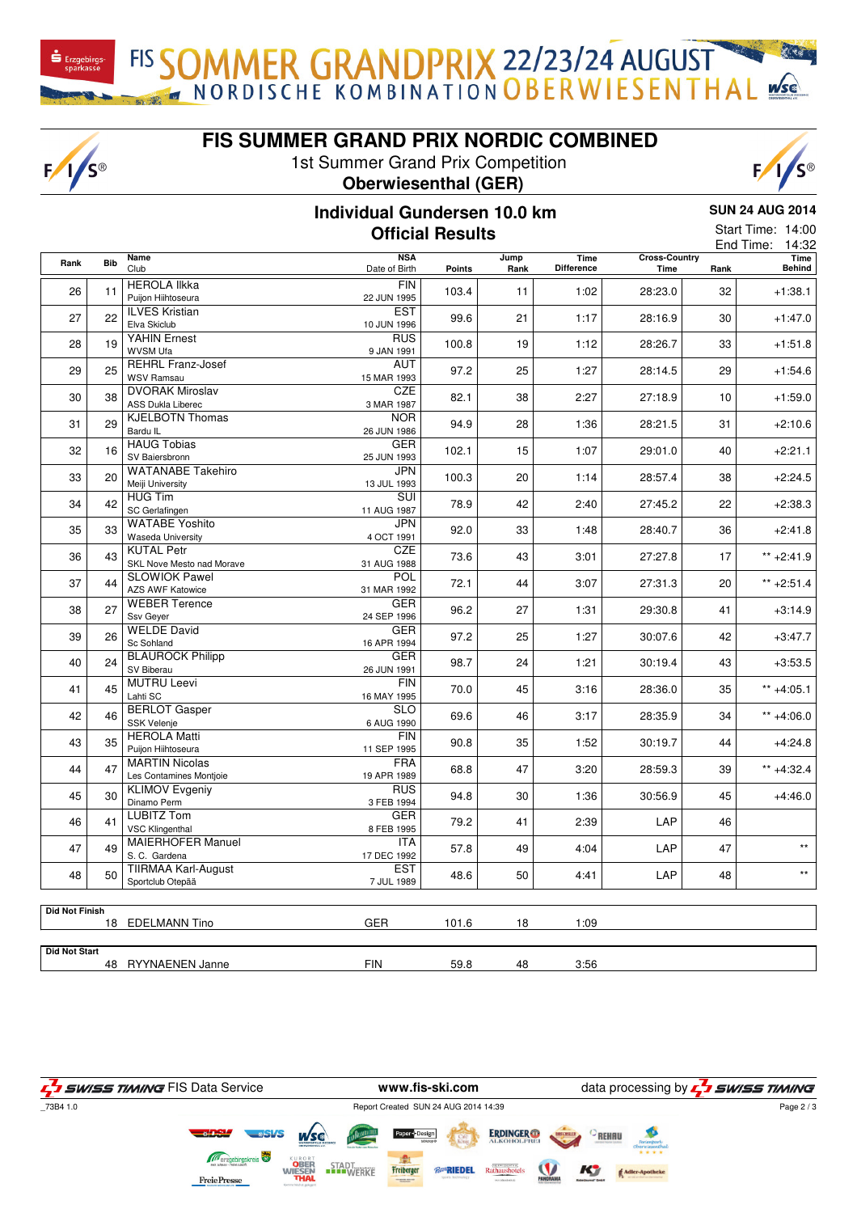# FIS SUMMER GRAND PRIX NORDIC COMBINED

1st Summer Grand Prix Competition

**Oberwiesenthal (GER)**

## Individual Gundersen 10.0 km

## Official Results

**SUN 24 AUG 2014**

Start Time: 14:00
End Time: 14:32

| Rank | Bib | Name / Club | NSA / Date of Birth | Points | Jump Rank | Time Difference | Cross-Country Time | Rank | Time Behind |
|---|---|---|---|---|---|---|---|---|---|
| 26 | 11 | HEROLA Ilkka<br>Puijon Hiihtoseura | FIN<br>22 JUN 1995 | 103.4 | 11 | 1:02 | 28:23.0 | 32 | +1:38.1 |
| 27 | 22 | ILVES Kristian<br>Elva Skiclub | EST<br>10 JUN 1996 | 99.6 | 21 | 1:17 | 28:16.9 | 30 | +1:47.0 |
| 28 | 19 | YAHIN Ernest<br>WVSM Ufa | RUS<br>9 JAN 1991 | 100.8 | 19 | 1:12 | 28:26.7 | 33 | +1:51.8 |
| 29 | 25 | REHRL Franz-Josef<br>WSV Ramsau | AUT<br>15 MAR 1993 | 97.2 | 25 | 1:27 | 28:14.5 | 29 | +1:54.6 |
| 30 | 38 | DVORAK Miroslav<br>ASS Dukla Liberec | CZE<br>3 MAR 1987 | 82.1 | 38 | 2:27 | 27:18.9 | 10 | +1:59.0 |
| 31 | 29 | KJELBOTN Thomas<br>Bardu IL | NOR<br>26 JUN 1986 | 94.9 | 28 | 1:36 | 28:21.5 | 31 | +2:10.6 |
| 32 | 16 | HAUG Tobias<br>SV Baiersbronn | GER<br>25 JUN 1993 | 102.1 | 15 | 1:07 | 29:01.0 | 40 | +2:21.1 |
| 33 | 20 | WATANABE Takehiro<br>Meiji University | JPN<br>13 JUL 1993 | 100.3 | 20 | 1:14 | 28:57.4 | 38 | +2:24.5 |
| 34 | 42 | HUG Tim<br>SC Gerlafingen | SUI<br>11 AUG 1987 | 78.9 | 42 | 2:40 | 27:45.2 | 22 | +2:38.3 |
| 35 | 33 | WATABE Yoshito<br>Waseda University | JPN<br>4 OCT 1991 | 92.0 | 33 | 1:48 | 28:40.7 | 36 | +2:41.8 |
| 36 | 43 | KUTAL Petr<br>SKL Nove Mesto nad Morave | CZE<br>31 AUG 1988 | 73.6 | 43 | 3:01 | 27:27.8 | 17 | ** +2:41.9 |
| 37 | 44 | SLOWIOK Pawel<br>AZS AWF Katowice | POL<br>31 MAR 1992 | 72.1 | 44 | 3:07 | 27:31.3 | 20 | ** +2:51.4 |
| 38 | 27 | WEBER Terence<br>Ssv Geyer | GER<br>24 SEP 1996 | 96.2 | 27 | 1:31 | 29:30.8 | 41 | +3:14.9 |
| 39 | 26 | WELDE David<br>Sc Sohland | GER<br>16 APR 1994 | 97.2 | 25 | 1:27 | 30:07.6 | 42 | +3:47.7 |
| 40 | 24 | BLAUROCK Philipp<br>SV Biberau | GER<br>26 JUN 1991 | 98.7 | 24 | 1:21 | 30:19.4 | 43 | +3:53.5 |
| 41 | 45 | MUTRU Leevi<br>Lahti SC | FIN<br>16 MAY 1995 | 70.0 | 45 | 3:16 | 28:36.0 | 35 | ** +4:05.1 |
| 42 | 46 | BERLOT Gasper<br>SSK Velenje | SLO<br>6 AUG 1990 | 69.6 | 46 | 3:17 | 28:35.9 | 34 | ** +4:06.0 |
| 43 | 35 | HEROLA Matti<br>Puijon Hiihtoseura | FIN<br>11 SEP 1995 | 90.8 | 35 | 1:52 | 30:19.7 | 44 | +4:24.8 |
| 44 | 47 | MARTIN Nicolas<br>Les Contamines Montjoie | FRA<br>19 APR 1989 | 68.8 | 47 | 3:20 | 28:59.3 | 39 | ** +4:32.4 |
| 45 | 30 | KLIMOV Evgeniy<br>Dinamo Perm | RUS<br>3 FEB 1994 | 94.8 | 30 | 1:36 | 30:56.9 | 45 | +4:46.0 |
| 46 | 41 | LUBITZ Tom<br>VSC Klingenthal | GER<br>8 FEB 1995 | 79.2 | 41 | 2:39 | LAP | 46 | |
| 47 | 49 | MAIERHOFER Manuel<br>S. C. Gardena | ITA<br>17 DEC 1992 | 57.8 | 49 | 4:04 | LAP | 47 | ** |
| 48 | 50 | TIIRMAA Karl-August<br>Sportclub Otepää | EST<br>7 JUL 1989 | 48.6 | 50 | 4:41 | LAP | 48 | ** |

**Did Not Finish**

| Bib | Name | NSA | Points | Jump Rank | Time Difference |
|---|---|---|---|---|---|
| 18 | EDELMANN Tino | GER | 101.6 | 18 | 1:09 |

**Did Not Start**

| Bib | Name | NSA | Points | Jump Rank | Time Difference |
|---|---|---|---|---|---|
| 48 | RYYNAENEN Janne | FIN | 59.8 | 48 | 3:56 |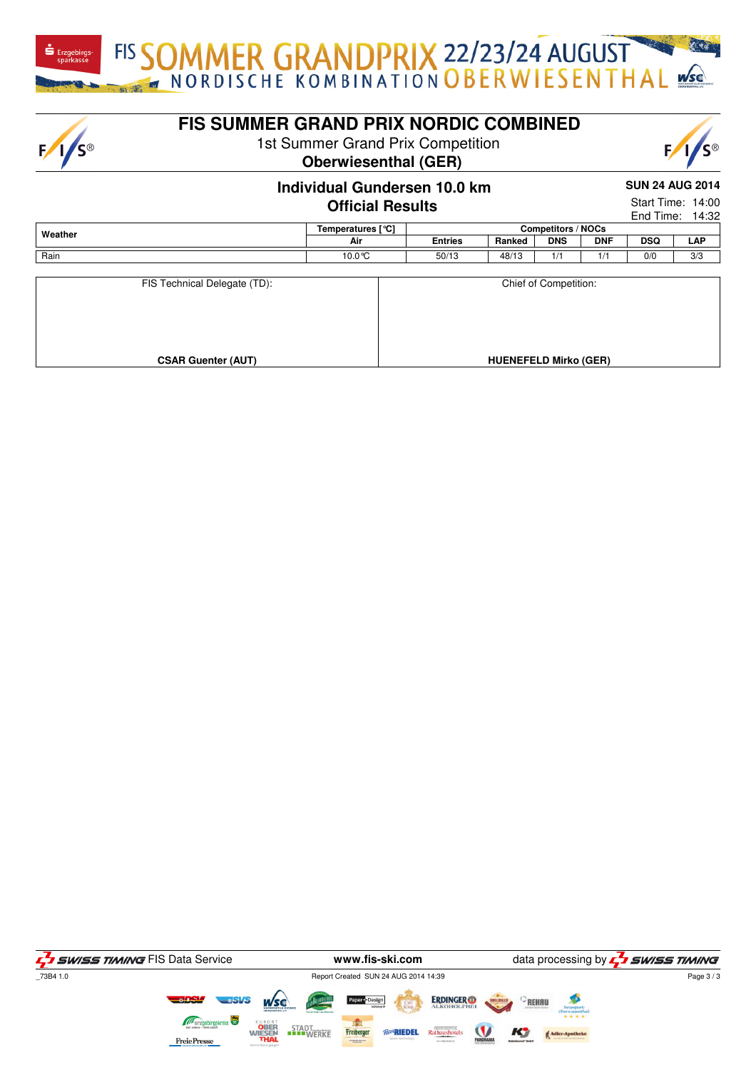# FIS SUMMER GRAND PRIX NORDIC COMBINED

1st Summer Grand Prix Competition

**Oberwiesenthal (GER)**

## Individual Gundersen 10.0 km

## Official Results

**SUN 24 AUG 2014**

Start Time: 14:00

End Time: 14:32

| Weather | Temperatures [°C] | Competitors / NOCs | | | | | |
|---|---|---|---|---|---|---|---|
| | Air | Entries | Ranked | DNS | DNF | DSQ | LAP |
| Rain | 10.0°C | 50/13 | 48/13 | 1/1 | 1/1 | 0/0 | 3/3 |

| FIS Technical Delegate (TD): | Chief of Competition: |
|---|---|
| **CSAR Guenter (AUT)** | **HUENEFELD Mirko (GER)** |